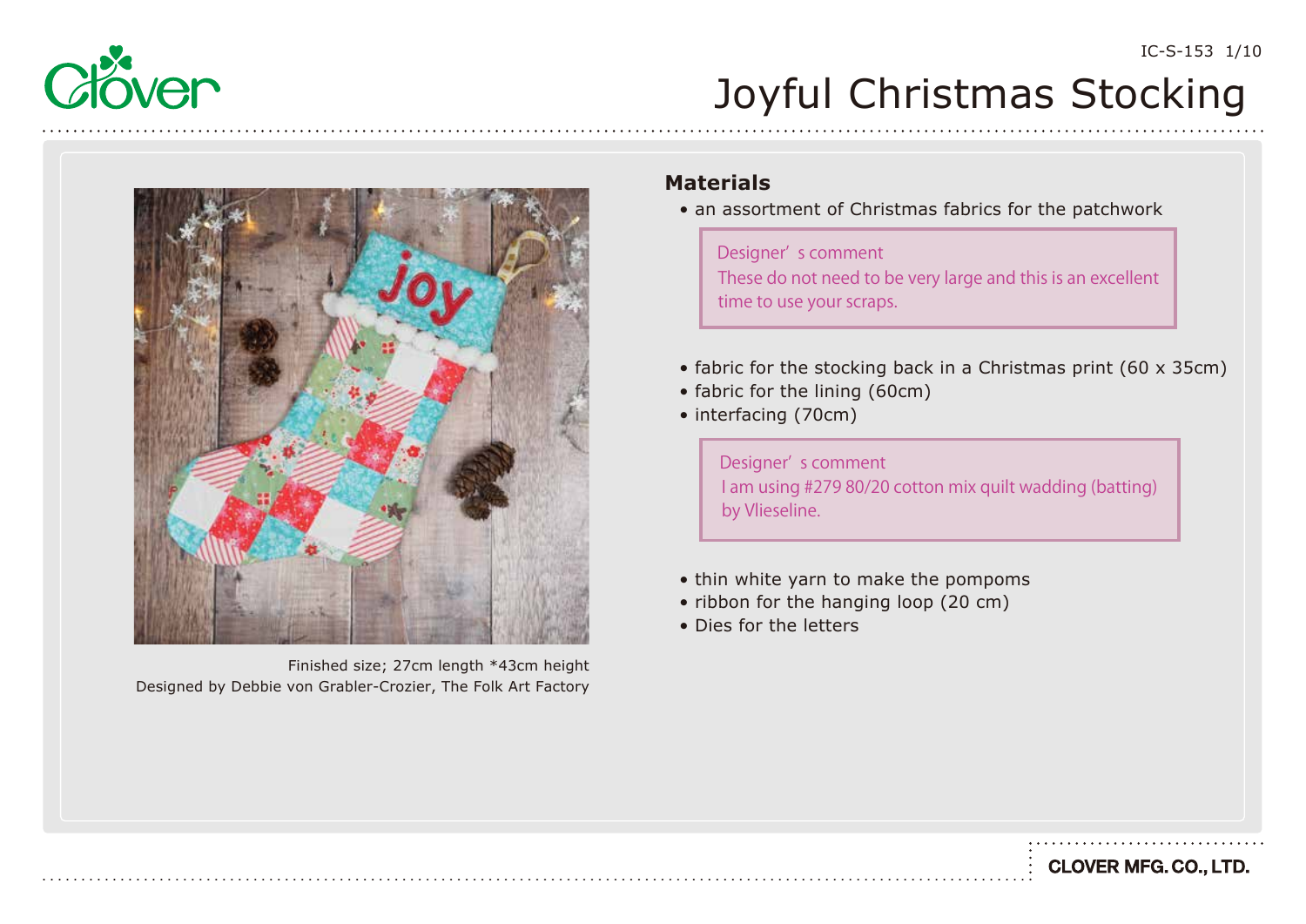# Joyful Christmas Stocking

Finished size; 27cm length *43cm height
Designed by Debbie von Grabler-Crozier, The Folk Art Factory

## Materials

- an assortment of Christmas fabrics for the patchwork

> Designer' s comment
> These do not need to be very large and this is an excellent time to use your scraps.

- fabric for the stocking back in a Christmas print (60 x 35cm)
- fabric for the lining (60cm)
- interfacing (70cm)

> Designer' s comment
> I am using #279 80/20 cotton mix quilt wadding (batting) by Vlieseline.

- thin white yarn to make the pompoms
- ribbon for the hanging loop (20 cm)
- Dies for the letters

CLOVER MFG. CO., LTD.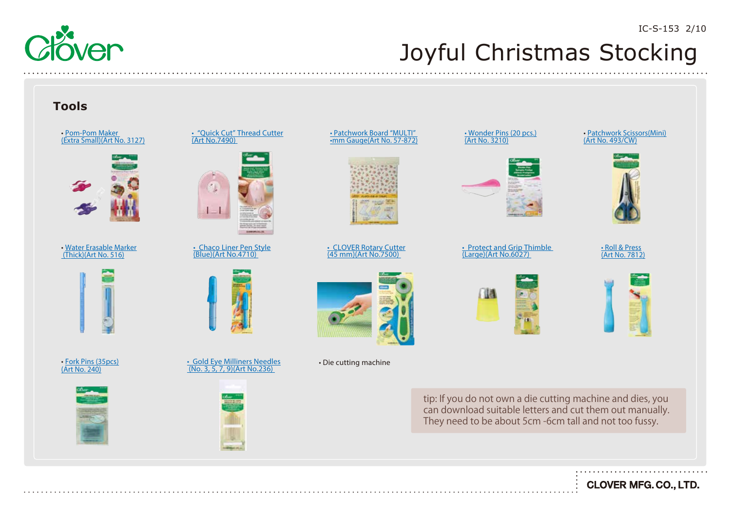# Joyful Christmas Stocking

## Tools

- Pom-Pom Maker (Extra Small)(Art No. 3127)
- "Quick Cut" Thread Cutter (Art No.7490)
- Patchwork Board "MULTI" ·mm Gauge(Art No. 57-872)
- Wonder Pins (20 pcs.) (Art No. 3210)
- Patchwork Scissors(Mini) (Art No. 493/CW)
- Water Erasable Marker (Thick)(Art No. 516)
- Chaco Liner Pen Style (Blue)(Art No.4710)
- CLOVER Rotary Cutter (45 mm)(Art No.7500)
- Protect and Grip Thimble (Large)(Art No.6027)
- Roll & Press (Art No. 7812)
- Fork Pins (35pcs) (Art No. 240)
- Gold Eye Milliners Needles (No. 3, 5, 7, 9)(Art No.236)
- Die cutting machine

tip: If you do not own a die cutting machine and dies, you can download suitable letters and cut them out manually. They need to be about 5cm -6cm tall and not too fussy.

CLOVER MFG. CO., LTD.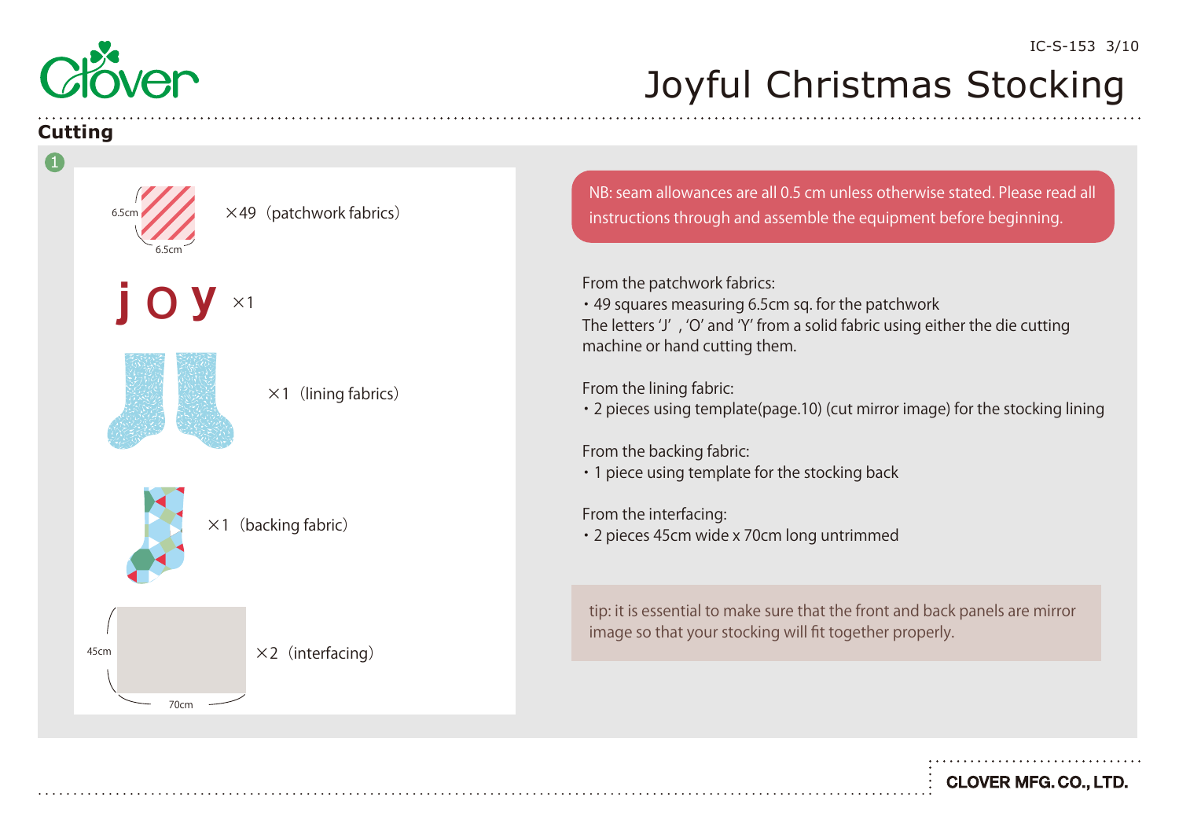# Joyful Christmas Stocking

## Cutting

1

6.5cm × 6.5cm ×49（patchwork fabrics）

j o y ×1

×1（lining fabrics）

×1（backing fabric）

45cm × 70cm ×2（interfacing）

NB: seam allowances are all 0.5 cm unless otherwise stated. Please read all instructions through and assemble the equipment before beginning.

From the patchwork fabrics:
・49 squares measuring 6.5cm sq. for the patchwork
The letters 'J' , 'O' and 'Y' from a solid fabric using either the die cutting machine or hand cutting them.

From the lining fabric:
・2 pieces using template(page.10) (cut mirror image) for the stocking lining

From the backing fabric:
・1 piece using template for the stocking back

From the interfacing:
・2 pieces 45cm wide x 70cm long untrimmed

tip: it is essential to make sure that the front and back panels are mirror image so that your stocking will fit together properly.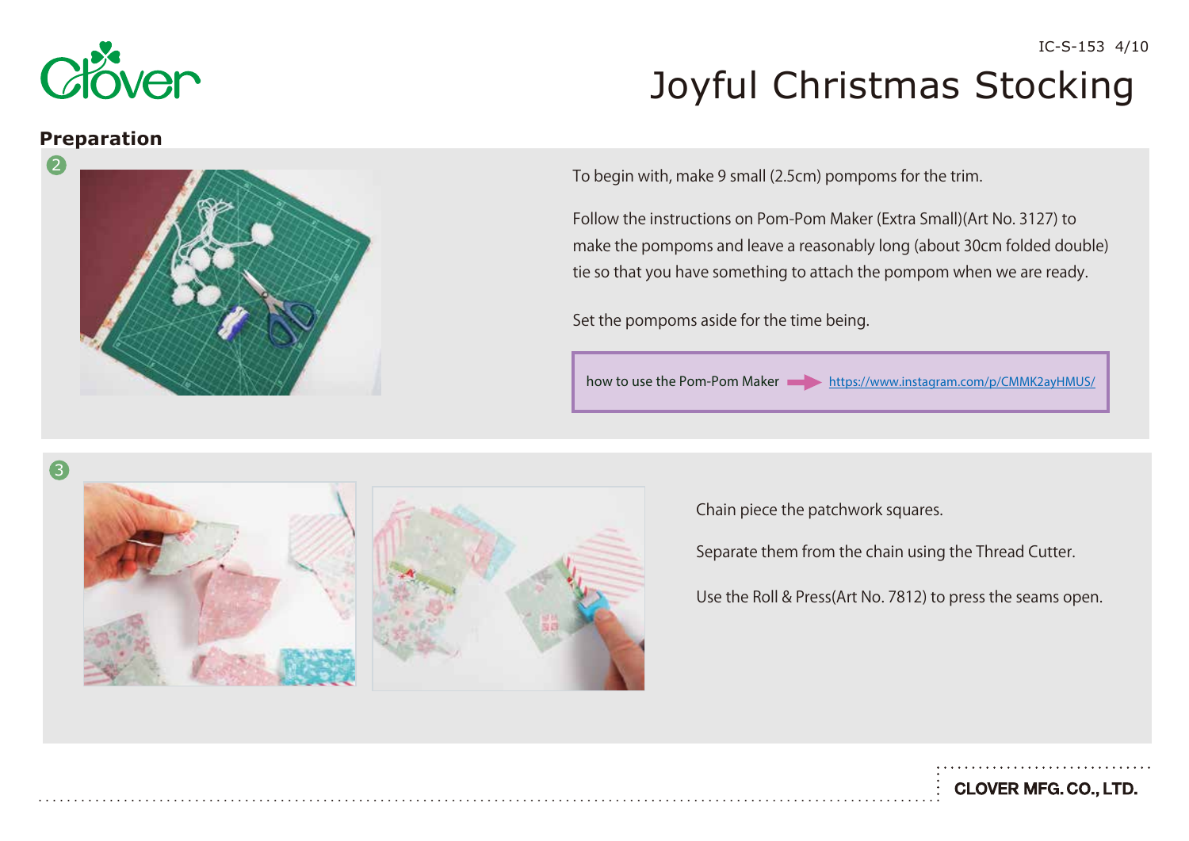# Joyful Christmas Stocking

## Preparation

2

To begin with, make 9 small (2.5cm) pompoms for the trim.

Follow the instructions on Pom-Pom Maker (Extra Small)(Art No. 3127) to make the pompoms and leave a reasonably long (about 30cm folded double) tie so that you have something to attach the pompom when we are ready.

Set the pompoms aside for the time being.

how to use the Pom-Pom Maker → https://www.instagram.com/p/CMMK2ayHMUS/

3

Chain piece the patchwork squares.

Separate them from the chain using the Thread Cutter.

Use the Roll & Press(Art No. 7812) to press the seams open.

CLOVER MFG. CO., LTD.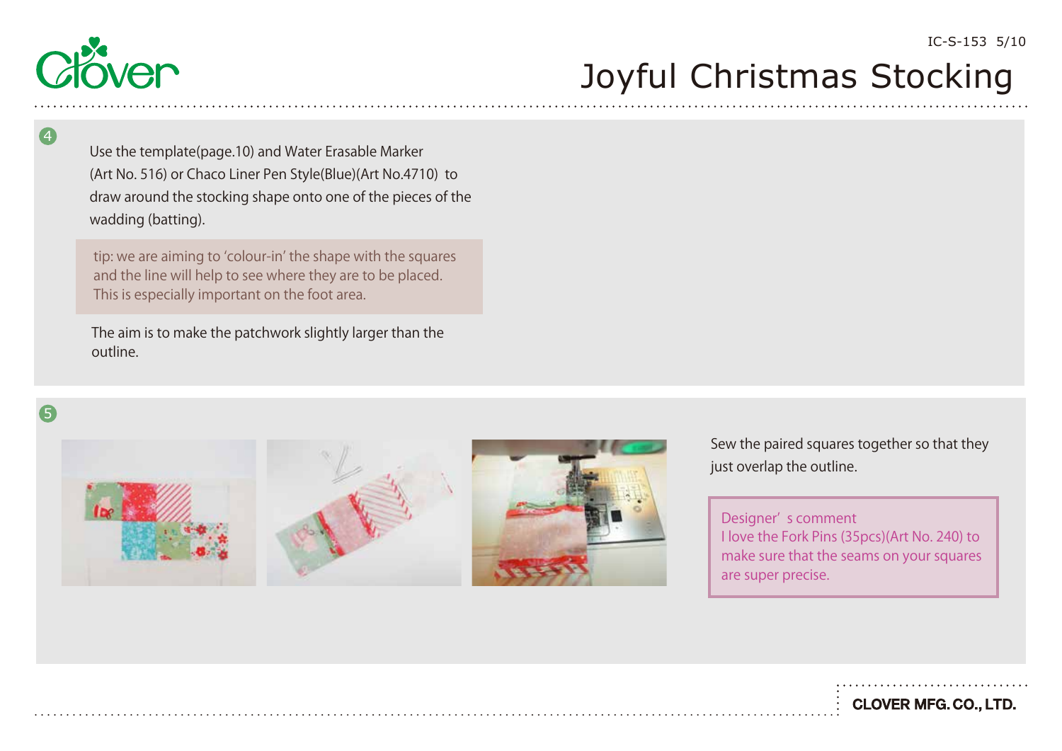# Joyful Christmas Stocking

**4**

Use the template(page.10) and Water Erasable Marker (Art No. 516) or Chaco Liner Pen Style(Blue)(Art No.4710) to draw around the stocking shape onto one of the pieces of the wadding (batting).

> tip: we are aiming to 'colour-in' the shape with the squares and the line will help to see where they are to be placed. This is especially important on the foot area.

The aim is to make the patchwork slightly larger than the outline.

**5**

Sew the paired squares together so that they just overlap the outline.

> Designer's comment
> I love the Fork Pins (35pcs)(Art No. 240) to make sure that the seams on your squares are super precise.

CLOVER MFG. CO., LTD.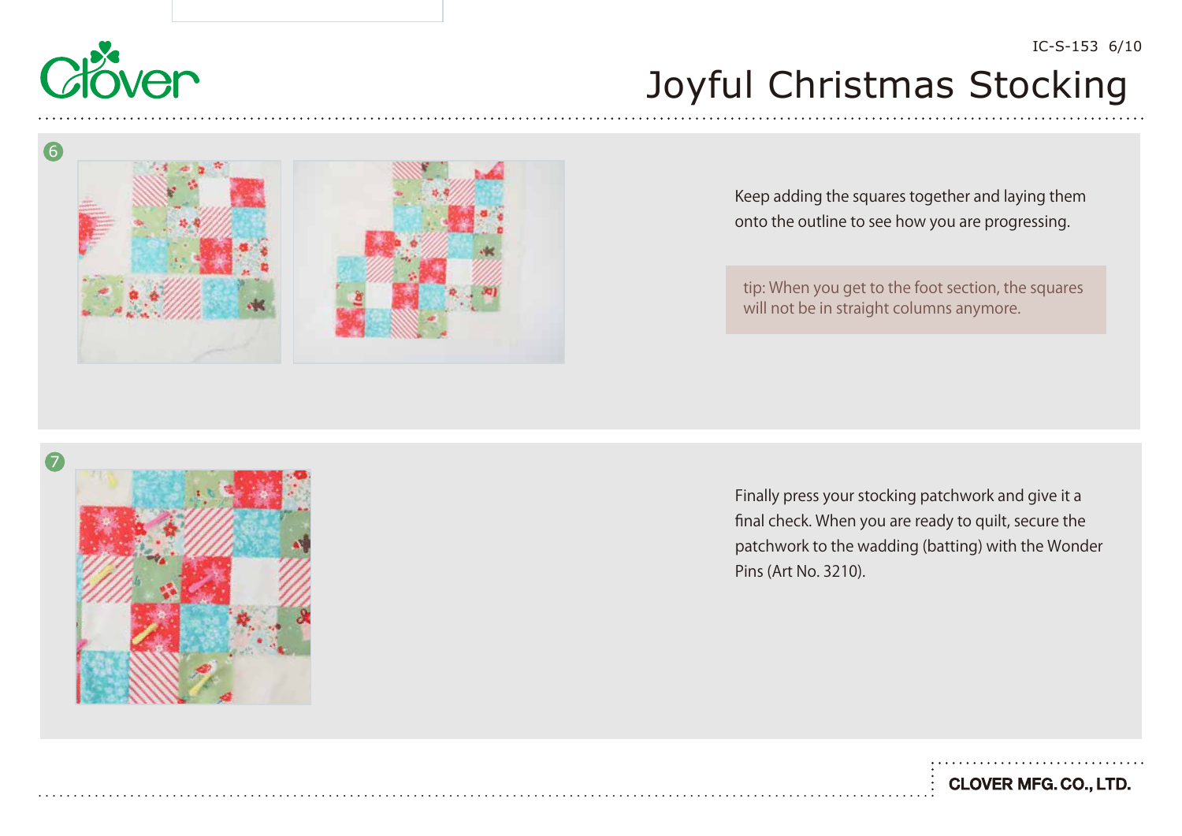# Joyful Christmas Stocking

6

Keep adding the squares together and laying them onto the outline to see how you are progressing.

tip: When you get to the foot section, the squares will not be in straight columns anymore.

7

Finally press your stocking patchwork and give it a final check. When you are ready to quilt, secure the patchwork to the wadding (batting) with the Wonder Pins (Art No. 3210).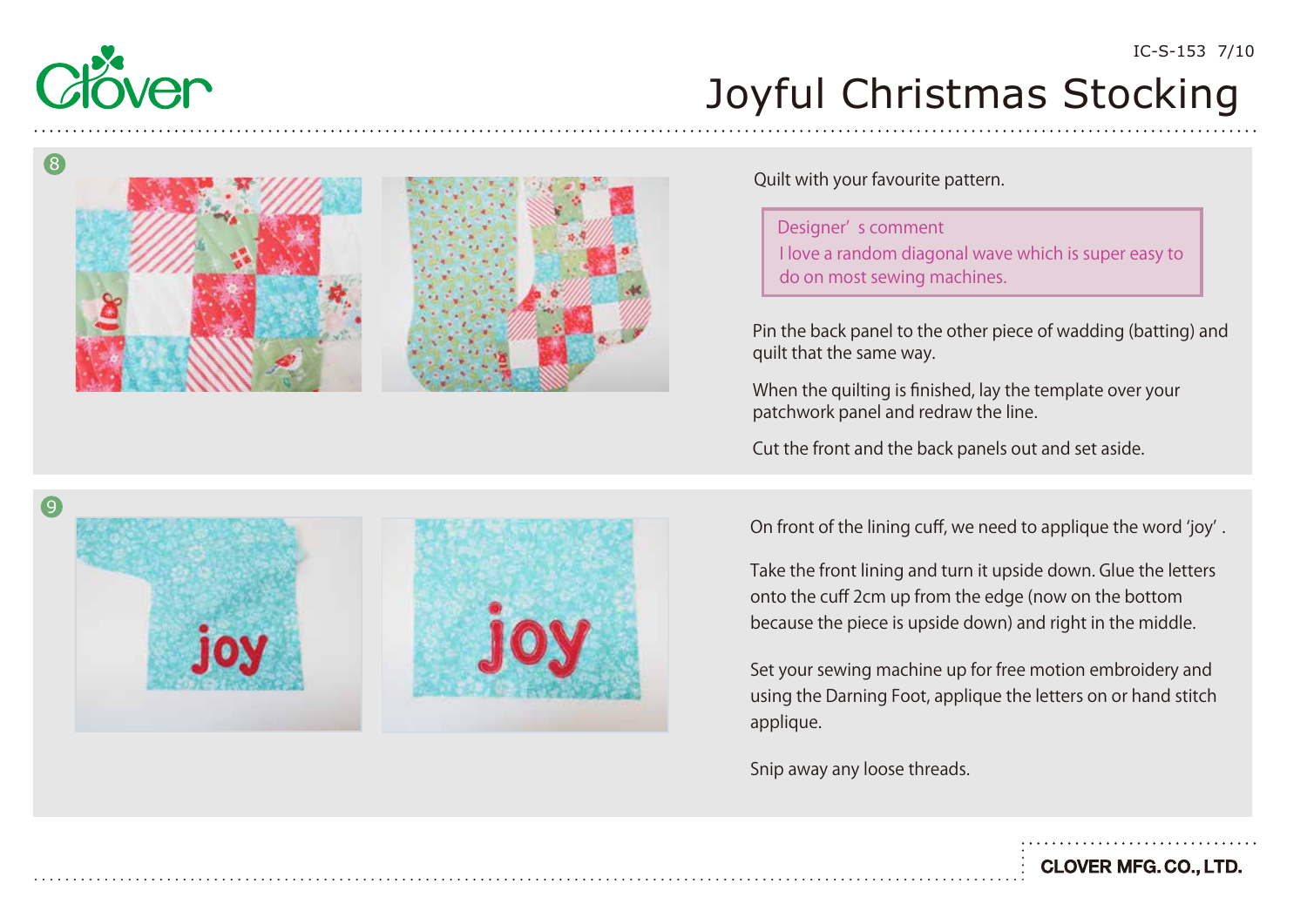# Joyful Christmas Stocking

**8**

Quilt with your favourite pattern.

> Designer' s comment
> I love a random diagonal wave which is super easy to do on most sewing machines.

Pin the back panel to the other piece of wadding (batting) and quilt that the same way.

When the quilting is finished, lay the template over your patchwork panel and redraw the line.

Cut the front and the back panels out and set aside.

**9**

On front of the lining cuff, we need to applique the word 'joy' .

Take the front lining and turn it upside down. Glue the letters onto the cuff 2cm up from the edge (now on the bottom because the piece is upside down) and right in the middle.

Set your sewing machine up for free motion embroidery and using the Darning Foot, applique the letters on or hand stitch applique.

Snip away any loose threads.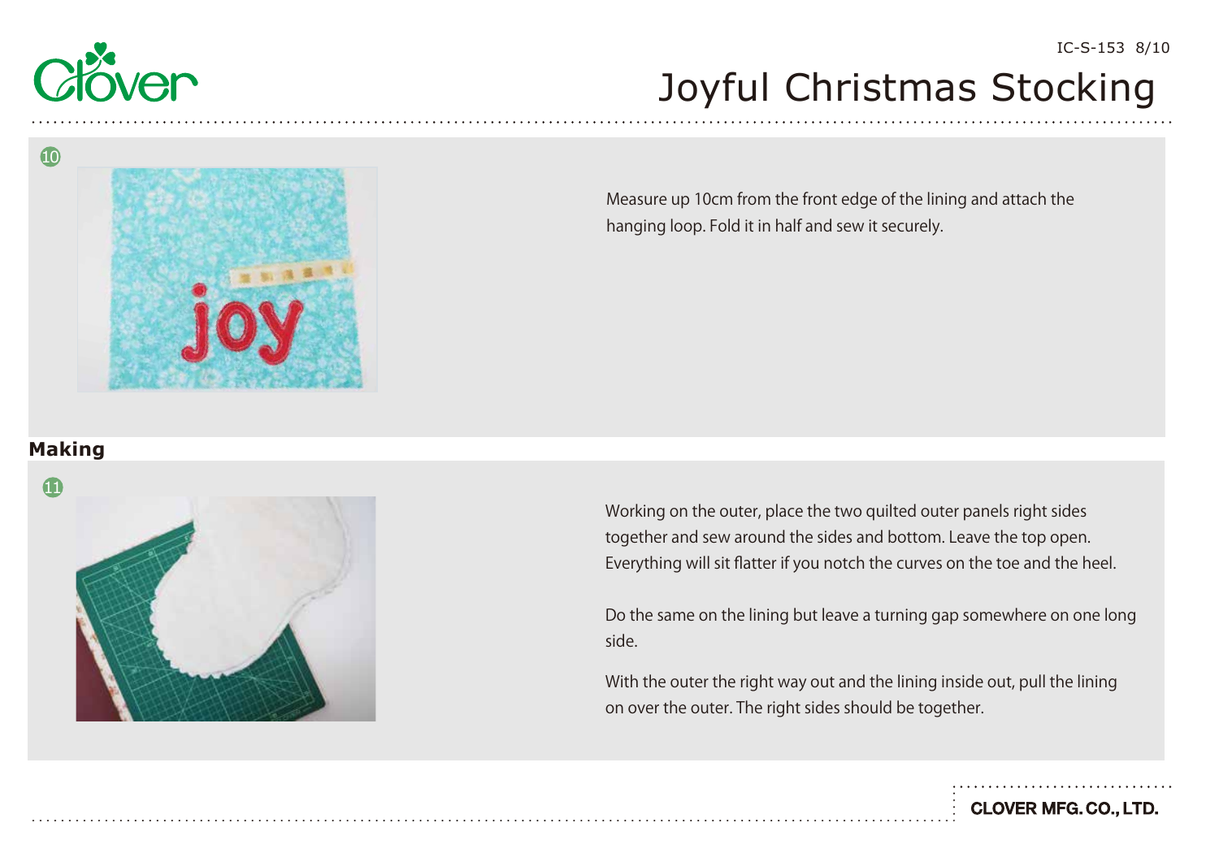10

Measure up 10cm from the front edge of the lining and attach the hanging loop. Fold it in half and sew it securely.

## Making

11

Working on the outer, place the two quilted outer panels right sides together and sew around the sides and bottom. Leave the top open. Everything will sit flatter if you notch the curves on the toe and the heel.

Do the same on the lining but leave a turning gap somewhere on one long side.

With the outer the right way out and the lining inside out, pull the lining on over the outer. The right sides should be together.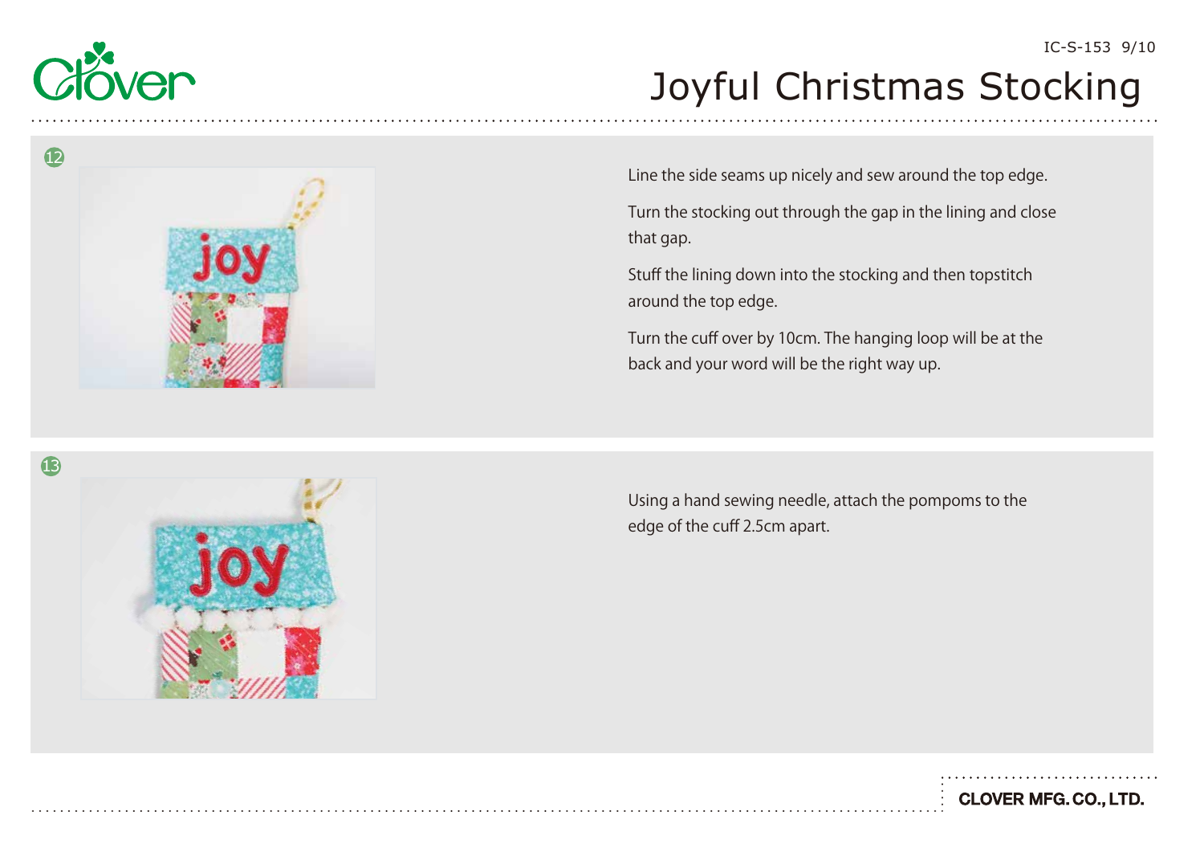# Joyful Christmas Stocking

12

Line the side seams up nicely and sew around the top edge.

Turn the stocking out through the gap in the lining and close that gap.

Stuff the lining down into the stocking and then topstitch around the top edge.

Turn the cuff over by 10cm. The hanging loop will be at the back and your word will be the right way up.

13

Using a hand sewing needle, attach the pompoms to the edge of the cuff 2.5cm apart.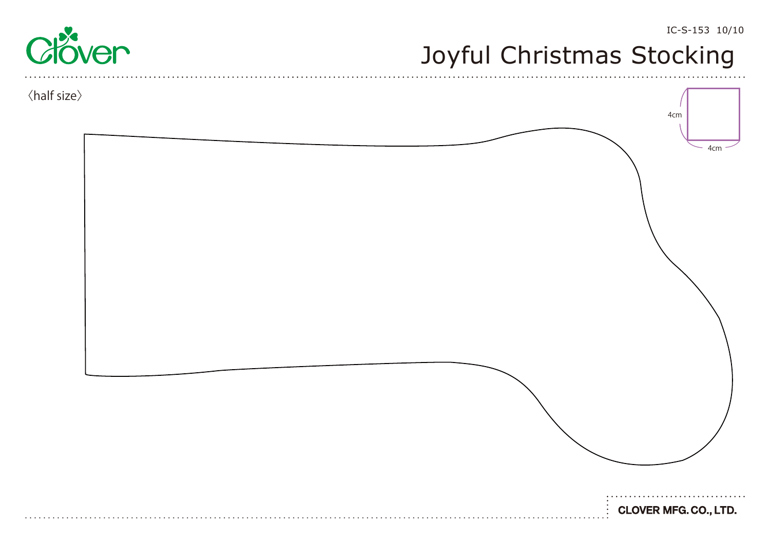# Joyful Christmas Stocking

〈half size〉

4cm

4cm

CLOVER MFG. CO., LTD.